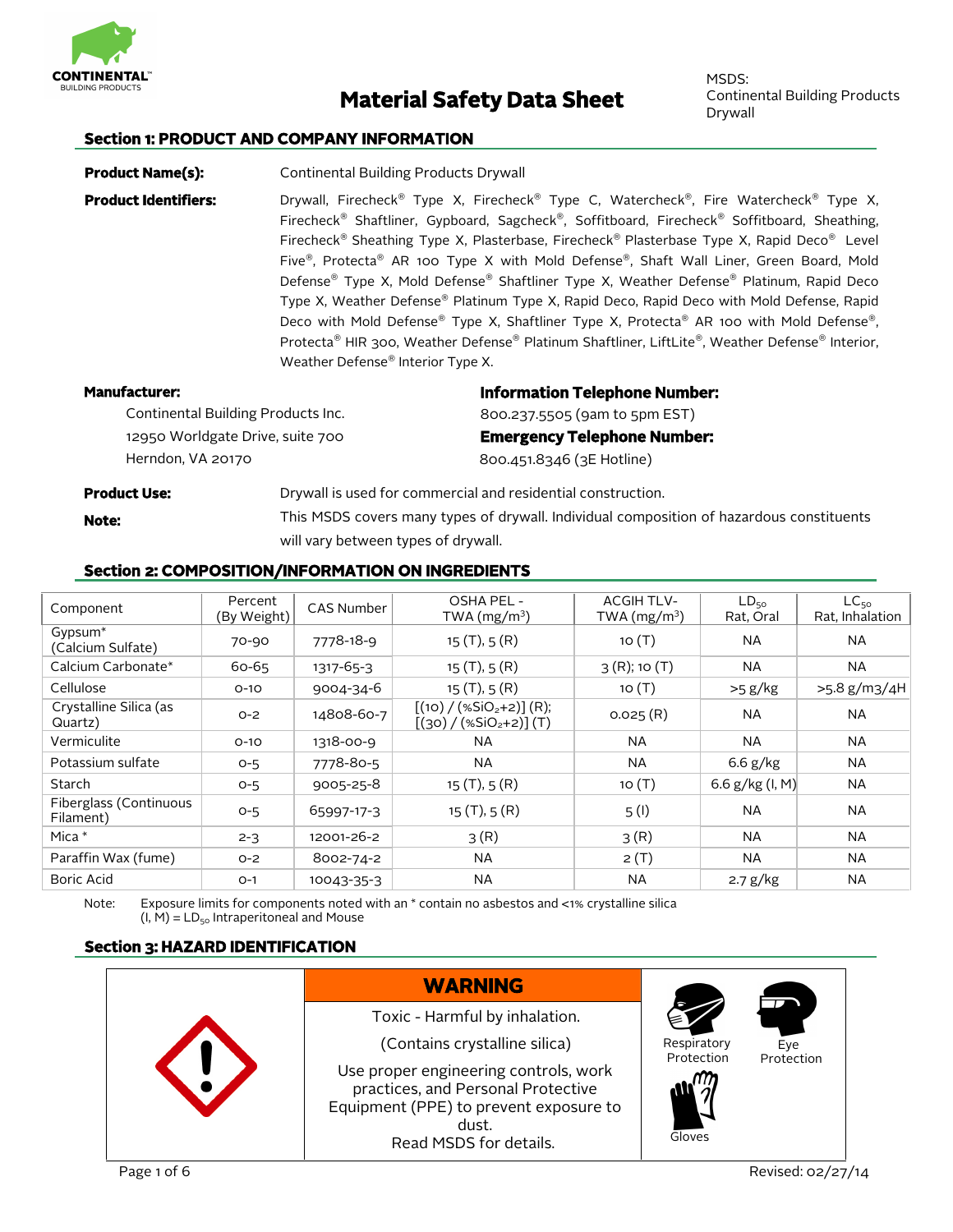# Material Safety Data Sheet

MSDS:
Continental Building Products
Drywall

## Section 1: PRODUCT AND COMPANY INFORMATION

**Product Name(s):** Continental Building Products Drywall

**Product Identifiers:** Drywall, Firecheck® Type X, Firecheck® Type C, Watercheck®, Fire Watercheck® Type X, Firecheck® Shaftliner, Gypboard, Sagcheck®, Soffitboard, Firecheck® Soffitboard, Sheathing, Firecheck® Sheathing Type X, Plasterbase, Firecheck® Plasterbase Type X, Rapid Deco® Level Five®, Protecta® AR 100 Type X with Mold Defense®, Shaft Wall Liner, Green Board, Mold Defense® Type X, Mold Defense® Shaftliner Type X, Weather Defense® Platinum, Rapid Deco Type X, Weather Defense® Platinum Type X, Rapid Deco, Rapid Deco with Mold Defense, Rapid Deco with Mold Defense® Type X, Shaftliner Type X, Protecta® AR 100 with Mold Defense®, Protecta® HIR 300, Weather Defense® Platinum Shaftliner, LiftLite®, Weather Defense® Interior, Weather Defense® Interior Type X.

**Manufacturer:**
Continental Building Products Inc.
12950 Worldgate Drive, suite 700
Herndon, VA 20170

**Information Telephone Number:**
800.237.5505 (9am to 5pm EST)

**Emergency Telephone Number:**
800.451.8346 (3E Hotline)

**Product Use:** Drywall is used for commercial and residential construction.

**Note:** This MSDS covers many types of drywall. Individual composition of hazardous constituents will vary between types of drywall.

## Section 2: COMPOSITION/INFORMATION ON INGREDIENTS

| Component | Percent (By Weight) | CAS Number | OSHA PEL - TWA (mg/m$^3$) | ACGIH TLV-TWA (mg/m$^3$) | $LD_{50}$ Rat, Oral | $LC_{50}$ Rat, Inhalation |
|---|---|---|---|---|---|---|
| Gypsum* (Calcium Sulfate) | 70-90 | 7778-18-9 | 15 (T), 5 (R) | 10 (T) | NA | NA |
| Calcium Carbonate* | 60-65 | 1317-65-3 | 15 (T), 5 (R) | 3 (R); 10 (T) | NA | NA |
| Cellulose | 0-10 | 9004-34-6 | 15 (T), 5 (R) | 10 (T) | >5 g/kg | >5.8 g/m3/4H |
| Crystalline Silica (as Quartz) | 0-2 | 14808-60-7 | [(10) / (%$SiO_2$+2)] (R); [(30) / (%$SiO_2$+2)] (T) | 0.025 (R) | NA | NA |
| Vermiculite | 0-10 | 1318-00-9 | NA | NA | NA | NA |
| Potassium sulfate | 0-5 | 7778-80-5 | NA | NA | 6.6 g/kg | NA |
| Starch | 0-5 | 9005-25-8 | 15 (T), 5 (R) | 10 (T) | 6.6 g/kg (I, M) | NA |
| Fiberglass (Continuous Filament) | 0-5 | 65997-17-3 | 15 (T), 5 (R) | 5 (I) | NA | NA |
| Mica * | 2-3 | 12001-26-2 | 3 (R) | 3 (R) | NA | NA |
| Paraffin Wax (fume) | 0-2 | 8002-74-2 | NA | 2 (T) | NA | NA |
| Boric Acid | 0-1 | 10043-35-3 | NA | NA | 2.7 g/kg | NA |

Note: Exposure limits for components noted with an * contain no asbestos and <1% crystalline silica
(I, M) = $LD_{50}$ Intraperitoneal and Mouse

## Section 3: HAZARD IDENTIFICATION

**WARNING**

Toxic - Harmful by inhalation.

(Contains crystalline silica)

Use proper engineering controls, work practices, and Personal Protective Equipment (PPE) to prevent exposure to dust.
Read MSDS for details.

Respiratory Protection | Eye Protection | Gloves

Revised: 02/27/14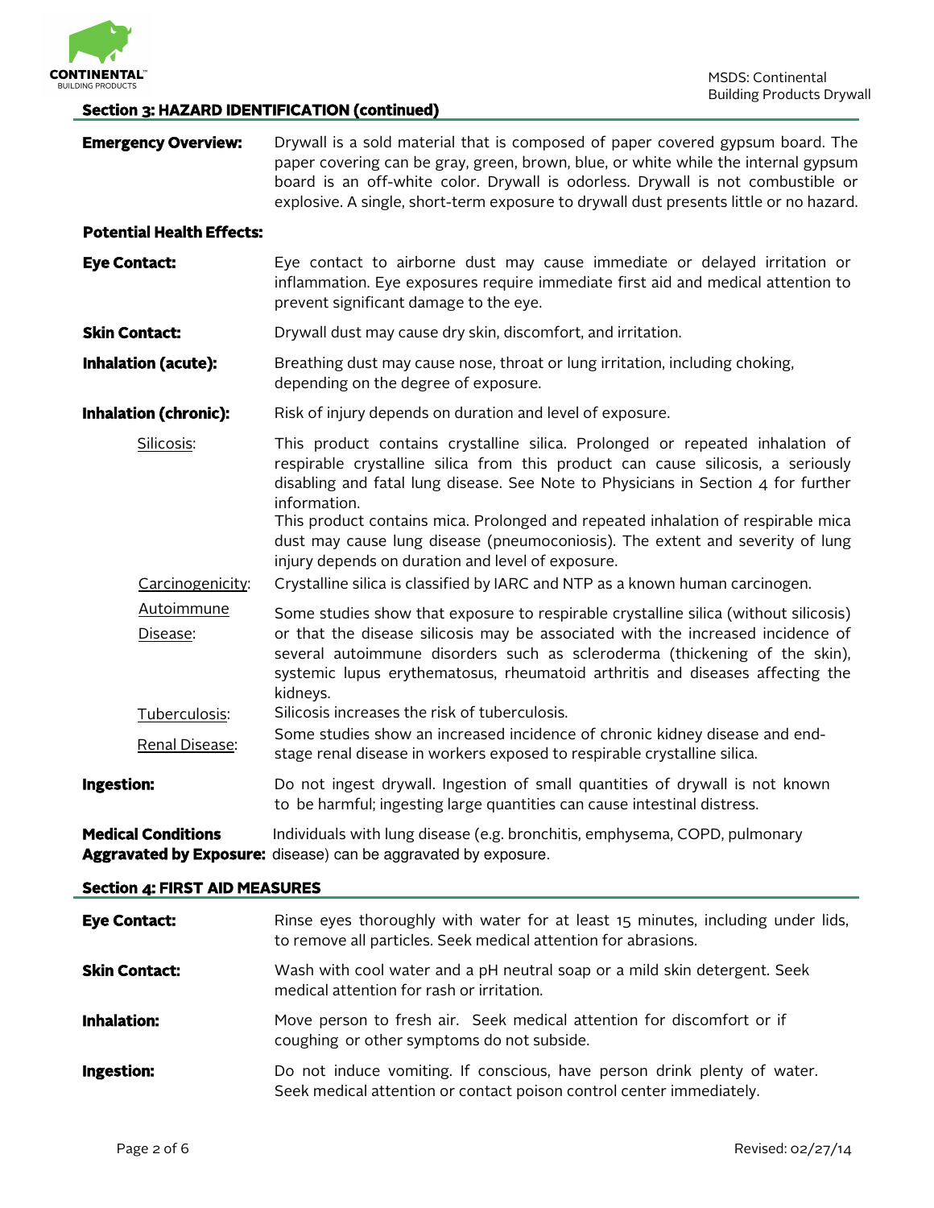## Section 3: HAZARD IDENTIFICATION (continued)

**Emergency Overview:** Drywall is a sold material that is composed of paper covered gypsum board. The paper covering can be gray, green, brown, blue, or white while the internal gypsum board is an off-white color. Drywall is odorless. Drywall is not combustible or explosive. A single, short-term exposure to drywall dust presents little or no hazard.

**Potential Health Effects:**

**Eye Contact:** Eye contact to airborne dust may cause immediate or delayed irritation or inflammation. Eye exposures require immediate first aid and medical attention to prevent significant damage to the eye.

**Skin Contact:** Drywall dust may cause dry skin, discomfort, and irritation.

**Inhalation (acute):** Breathing dust may cause nose, throat or lung irritation, including choking, depending on the degree of exposure.

**Inhalation (chronic):** Risk of injury depends on duration and level of exposure.

Silicosis: This product contains crystalline silica. Prolonged or repeated inhalation of respirable crystalline silica from this product can cause silicosis, a seriously disabling and fatal lung disease. See Note to Physicians in Section 4 for further information.
This product contains mica. Prolonged and repeated inhalation of respirable mica dust may cause lung disease (pneumoconiosis). The extent and severity of lung injury depends on duration and level of exposure.

Carcinogenicity: Crystalline silica is classified by IARC and NTP as a known human carcinogen.

Autoimmune Disease: Some studies show that exposure to respirable crystalline silica (without silicosis) or that the disease silicosis may be associated with the increased incidence of several autoimmune disorders such as scleroderma (thickening of the skin), systemic lupus erythematosus, rheumatoid arthritis and diseases affecting the kidneys.

Tuberculosis: Silicosis increases the risk of tuberculosis.

Renal Disease: Some studies show an increased incidence of chronic kidney disease and end-stage renal disease in workers exposed to respirable crystalline silica.

**Ingestion:** Do not ingest drywall. Ingestion of small quantities of drywall is not known to be harmful; ingesting large quantities can cause intestinal distress.

**Medical Conditions Aggravated by Exposure:** Individuals with lung disease (e.g. bronchitis, emphysema, COPD, pulmonary disease) can be aggravated by exposure.

## Section 4: FIRST AID MEASURES

**Eye Contact:** Rinse eyes thoroughly with water for at least 15 minutes, including under lids, to remove all particles. Seek medical attention for abrasions.

**Skin Contact:** Wash with cool water and a pH neutral soap or a mild skin detergent. Seek medical attention for rash or irritation.

**Inhalation:** Move person to fresh air. Seek medical attention for discomfort or if coughing or other symptoms do not subside.

**Ingestion:** Do not induce vomiting. If conscious, have person drink plenty of water. Seek medical attention or contact poison control center immediately.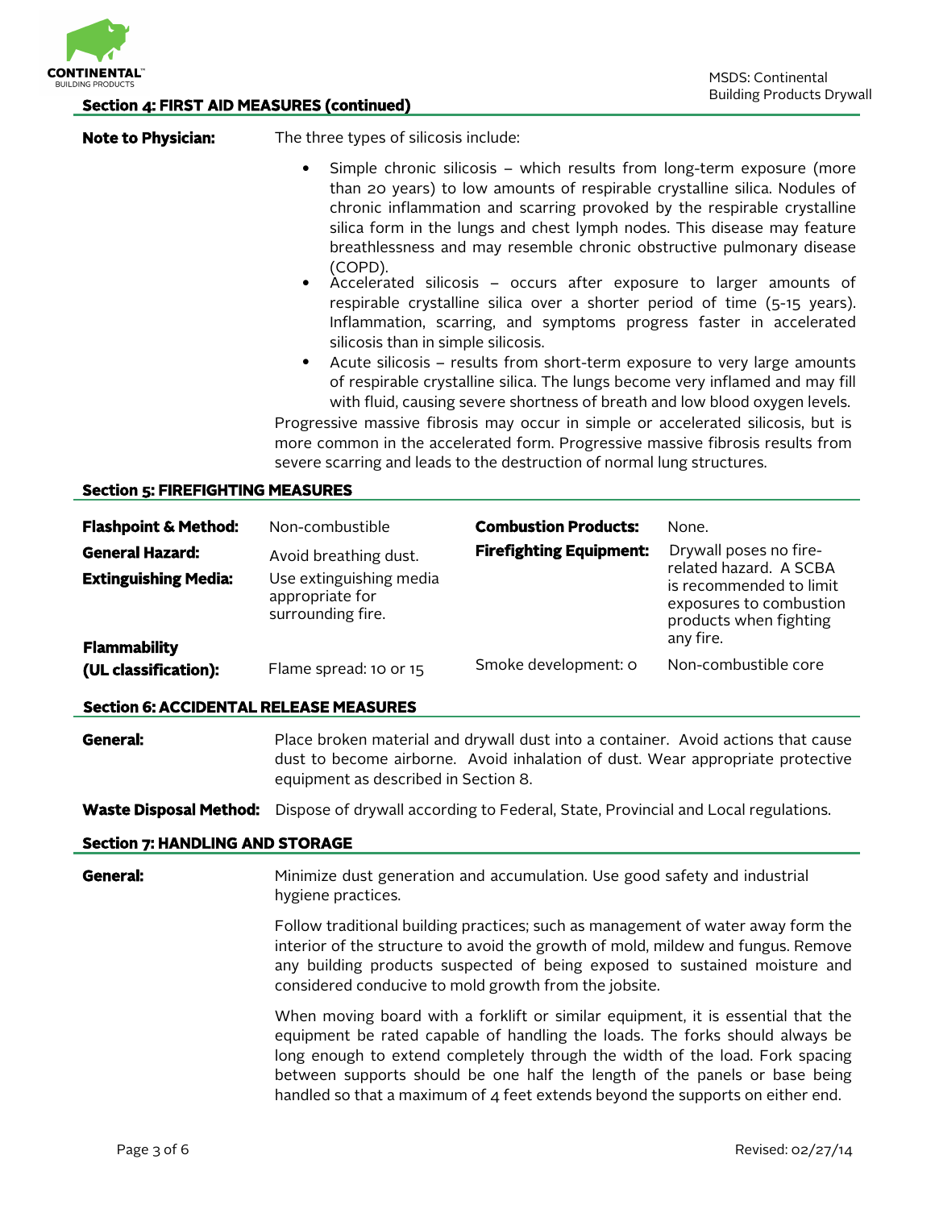## Section 4: FIRST AID MEASURES (continued)

**Note to Physician:** The three types of silicosis include:

- Simple chronic silicosis – which results from long-term exposure (more than 20 years) to low amounts of respirable crystalline silica. Nodules of chronic inflammation and scarring provoked by the respirable crystalline silica form in the lungs and chest lymph nodes. This disease may feature breathlessness and may resemble chronic obstructive pulmonary disease (COPD).
- Accelerated silicosis – occurs after exposure to larger amounts of respirable crystalline silica over a shorter period of time (5-15 years). Inflammation, scarring, and symptoms progress faster in accelerated silicosis than in simple silicosis.
- Acute silicosis – results from short-term exposure to very large amounts of respirable crystalline silica. The lungs become very inflamed and may fill with fluid, causing severe shortness of breath and low blood oxygen levels.

Progressive massive fibrosis may occur in simple or accelerated silicosis, but is more common in the accelerated form. Progressive massive fibrosis results from severe scarring and leads to the destruction of normal lung structures.

## Section 5: FIREFIGHTING MEASURES

| | | | |
|---|---|---|---|
| **Flashpoint & Method:** | Non-combustible | **Combustion Products:** | None. |
| **General Hazard:** | Avoid breathing dust. | **Firefighting Equipment:** | Drywall poses no fire-related hazard. A SCBA is recommended to limit exposures to combustion products when fighting any fire. |
| **Extinguishing Media:** | Use extinguishing media appropriate for surrounding fire. | | |
| **Flammability (UL classification):** | Flame spread: 10 or 15 | Smoke development: 0 | Non-combustible core |

## Section 6: ACCIDENTAL RELEASE MEASURES

**General:** Place broken material and drywall dust into a container. Avoid actions that cause dust to become airborne. Avoid inhalation of dust. Wear appropriate protective equipment as described in Section 8.

**Waste Disposal Method:** Dispose of drywall according to Federal, State, Provincial and Local regulations.

## Section 7: HANDLING AND STORAGE

**General:** Minimize dust generation and accumulation. Use good safety and industrial hygiene practices.

Follow traditional building practices; such as management of water away form the interior of the structure to avoid the growth of mold, mildew and fungus. Remove any building products suspected of being exposed to sustained moisture and considered conducive to mold growth from the jobsite.

When moving board with a forklift or similar equipment, it is essential that the equipment be rated capable of handling the loads. The forks should always be long enough to extend completely through the width of the load. Fork spacing between supports should be one half the length of the panels or base being handled so that a maximum of 4 feet extends beyond the supports on either end.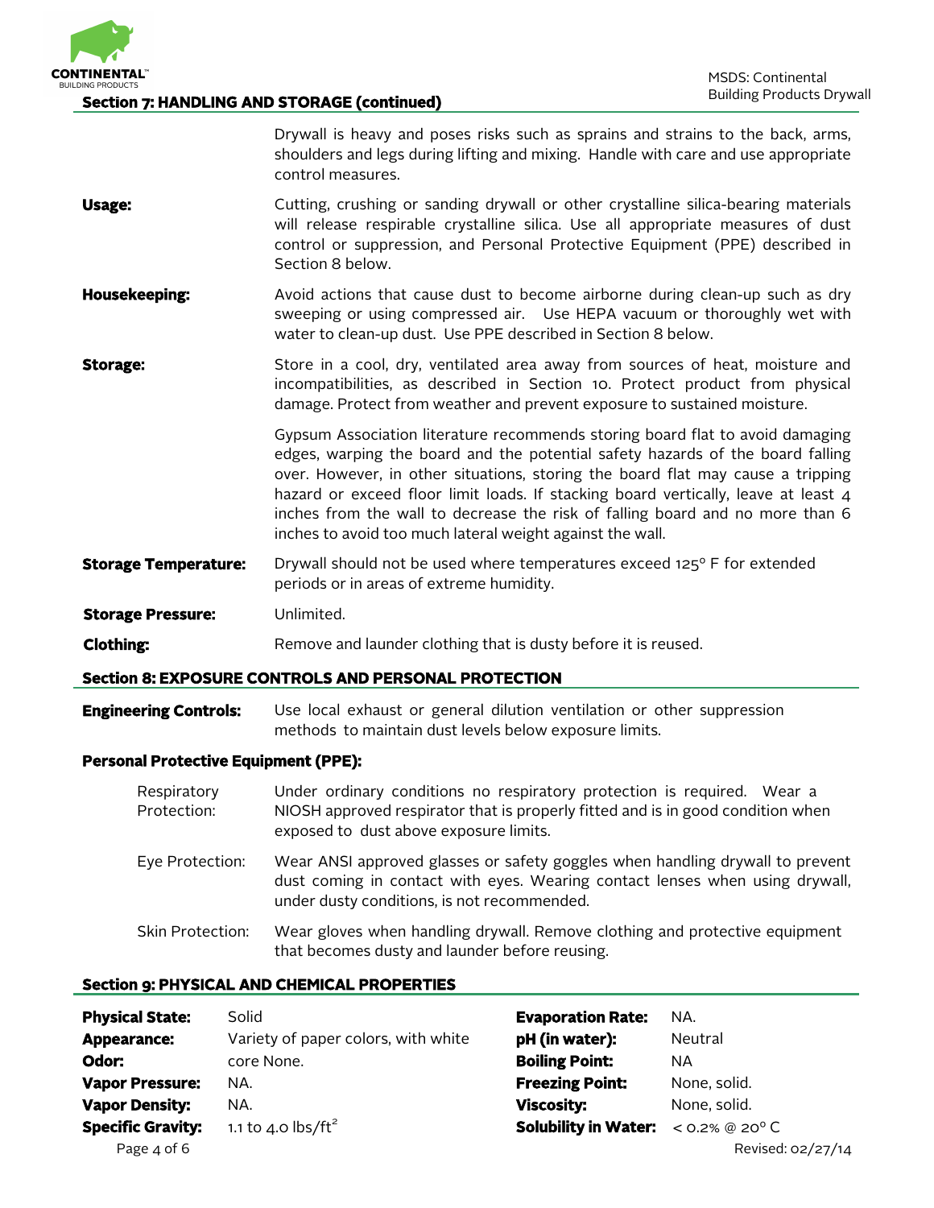## Section 7: HANDLING AND STORAGE (continued)

Drywall is heavy and poses risks such as sprains and strains to the back, arms, shoulders and legs during lifting and mixing. Handle with care and use appropriate control measures.

**Usage:** Cutting, crushing or sanding drywall or other crystalline silica-bearing materials will release respirable crystalline silica. Use all appropriate measures of dust control or suppression, and Personal Protective Equipment (PPE) described in Section 8 below.

**Housekeeping:** Avoid actions that cause dust to become airborne during clean-up such as dry sweeping or using compressed air. Use HEPA vacuum or thoroughly wet with water to clean-up dust. Use PPE described in Section 8 below.

**Storage:** Store in a cool, dry, ventilated area away from sources of heat, moisture and incompatibilities, as described in Section 10. Protect product from physical damage. Protect from weather and prevent exposure to sustained moisture.

Gypsum Association literature recommends storing board flat to avoid damaging edges, warping the board and the potential safety hazards of the board falling over. However, in other situations, storing the board flat may cause a tripping hazard or exceed floor limit loads. If stacking board vertically, leave at least 4 inches from the wall to decrease the risk of falling board and no more than 6 inches to avoid too much lateral weight against the wall.

**Storage Temperature:** Drywall should not be used where temperatures exceed 125° F for extended periods or in areas of extreme humidity.

**Storage Pressure:** Unlimited.

**Clothing:** Remove and launder clothing that is dusty before it is reused.

## Section 8: EXPOSURE CONTROLS AND PERSONAL PROTECTION

**Engineering Controls:** Use local exhaust or general dilution ventilation or other suppression methods to maintain dust levels below exposure limits.

**Personal Protective Equipment (PPE):**

Respiratory Protection: Under ordinary conditions no respiratory protection is required. Wear a NIOSH approved respirator that is properly fitted and is in good condition when exposed to dust above exposure limits.

Eye Protection: Wear ANSI approved glasses or safety goggles when handling drywall to prevent dust coming in contact with eyes. Wearing contact lenses when using drywall, under dusty conditions, is not recommended.

Skin Protection: Wear gloves when handling drywall. Remove clothing and protective equipment that becomes dusty and launder before reusing.

## Section 9: PHYSICAL AND CHEMICAL PROPERTIES

| | | | |
|---|---|---|---|
| **Physical State:** | Solid | **Evaporation Rate:** | NA. |
| **Appearance:** | Variety of paper colors, with white core | **pH (in water):** | Neutral |
| **Odor:** | None. | **Boiling Point:** | NA |
| **Vapor Pressure:** | NA. | **Freezing Point:** | None, solid. |
| **Vapor Density:** | NA. | **Viscosity:** | None, solid. |
| **Specific Gravity:** | 1.1 to 4.0 lbs/ft$^2$ | **Solubility in Water:** | < 0.2% @ 20° C |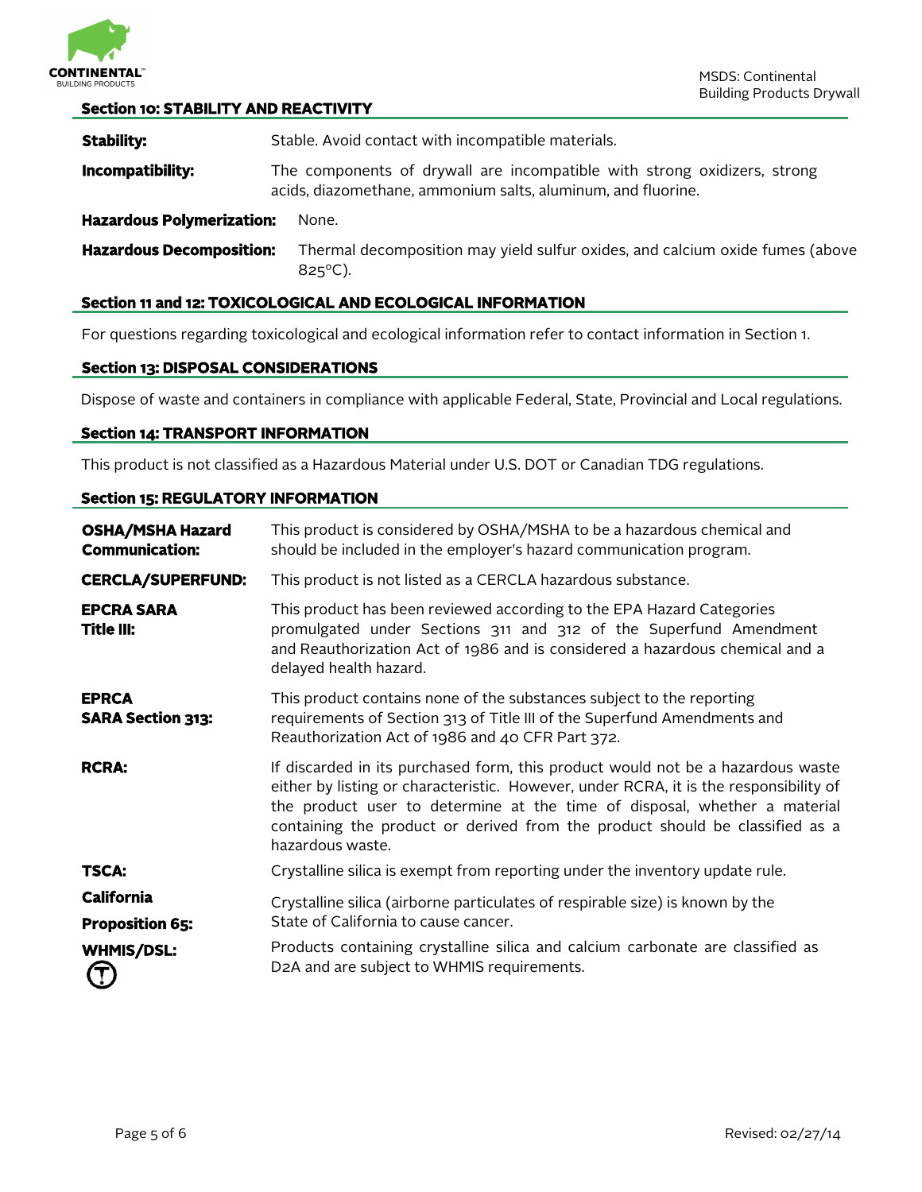## Section 10: STABILITY AND REACTIVITY

**Stability:** Stable. Avoid contact with incompatible materials.

**Incompatibility:** The components of drywall are incompatible with strong oxidizers, strong acids, diazomethane, ammonium salts, aluminum, and fluorine.

**Hazardous Polymerization:** None.

**Hazardous Decomposition:** Thermal decomposition may yield sulfur oxides, and calcium oxide fumes (above 825°C).

## Section 11 and 12: TOXICOLOGICAL AND ECOLOGICAL INFORMATION

For questions regarding toxicological and ecological information refer to contact information in Section 1.

## Section 13: DISPOSAL CONSIDERATIONS

Dispose of waste and containers in compliance with applicable Federal, State, Provincial and Local regulations.

## Section 14: TRANSPORT INFORMATION

This product is not classified as a Hazardous Material under U.S. DOT or Canadian TDG regulations.

## Section 15: REGULATORY INFORMATION

**OSHA/MSHA Hazard Communication:** This product is considered by OSHA/MSHA to be a hazardous chemical and should be included in the employer's hazard communication program.

**CERCLA/SUPERFUND:** This product is not listed as a CERCLA hazardous substance.

**EPCRA SARA Title III:** This product has been reviewed according to the EPA Hazard Categories promulgated under Sections 311 and 312 of the Superfund Amendment and Reauthorization Act of 1986 and is considered a hazardous chemical and a delayed health hazard.

**EPRCA SARA Section 313:** This product contains none of the substances subject to the reporting requirements of Section 313 of Title III of the Superfund Amendments and Reauthorization Act of 1986 and 40 CFR Part 372.

**RCRA:** If discarded in its purchased form, this product would not be a hazardous waste either by listing or characteristic. However, under RCRA, it is the responsibility of the product user to determine at the time of disposal, whether a material containing the product or derived from the product should be classified as a hazardous waste.

**TSCA:** Crystalline silica is exempt from reporting under the inventory update rule.

**California Proposition 65:** Crystalline silica (airborne particulates of respirable size) is known by the State of California to cause cancer.

**WHMIS/DSL:** Products containing crystalline silica and calcium carbonate are classified as D2A and are subject to WHMIS requirements.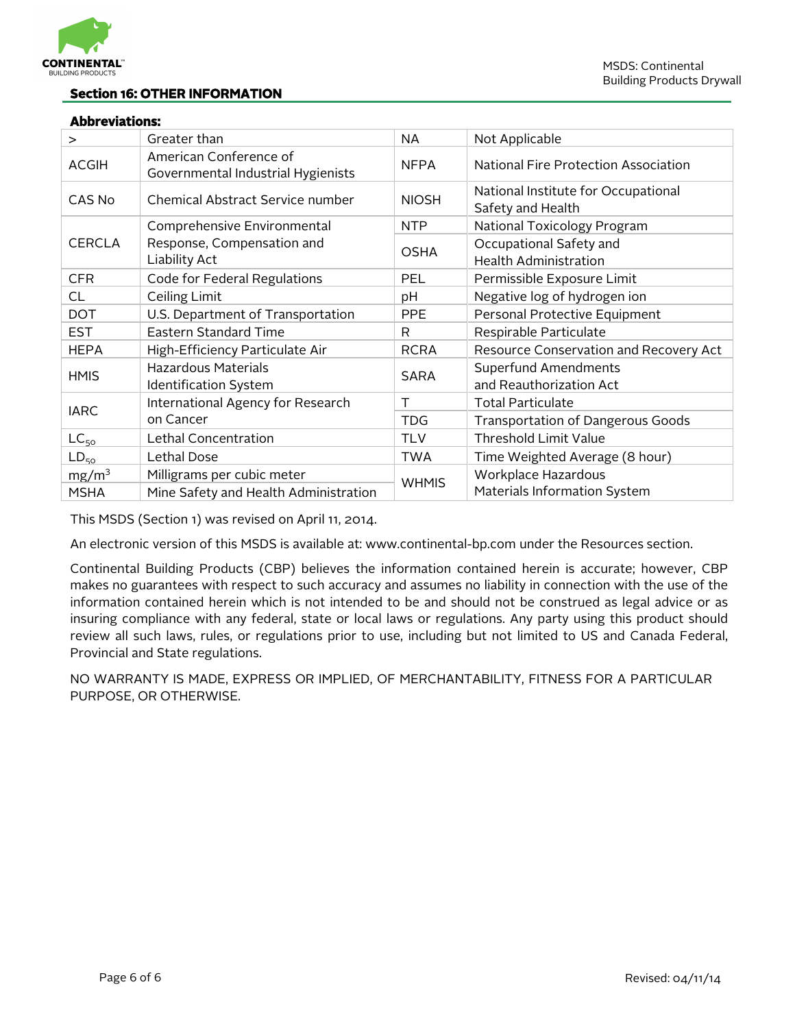## Section 16: OTHER INFORMATION

**Abbreviations:**

| | | | |
|---|---|---|---|
| > | Greater than | NA | Not Applicable |
| ACGIH | American Conference of Governmental Industrial Hygienists | NFPA | National Fire Protection Association |
| CAS No | Chemical Abstract Service number | NIOSH | National Institute for Occupational Safety and Health |
| CERCLA | Comprehensive Environmental Response, Compensation and Liability Act | NTP | National Toxicology Program |
| | | OSHA | Occupational Safety and Health Administration |
| CFR | Code for Federal Regulations | PEL | Permissible Exposure Limit |
| CL | Ceiling Limit | pH | Negative log of hydrogen ion |
| DOT | U.S. Department of Transportation | PPE | Personal Protective Equipment |
| EST | Eastern Standard Time | R | Respirable Particulate |
| HEPA | High-Efficiency Particulate Air | RCRA | Resource Conservation and Recovery Act |
| HMIS | Hazardous Materials Identification System | SARA | Superfund Amendments and Reauthorization Act |
| IARC | International Agency for Research on Cancer | T | Total Particulate |
| | | TDG | Transportation of Dangerous Goods |
| $LC_{50}$ | Lethal Concentration | TLV | Threshold Limit Value |
| $LD_{50}$ | Lethal Dose | TWA | Time Weighted Average (8 hour) |
| $mg/m^3$ | Milligrams per cubic meter | WHMIS | Workplace Hazardous Materials Information System |
| MSHA | Mine Safety and Health Administration | | |

This MSDS (Section 1) was revised on April 11, 2014.

An electronic version of this MSDS is available at: www.continental-bp.com under the Resources section.

Continental Building Products (CBP) believes the information contained herein is accurate; however, CBP makes no guarantees with respect to such accuracy and assumes no liability in connection with the use of the information contained herein which is not intended to be and should not be construed as legal advice or as insuring compliance with any federal, state or local laws or regulations. Any party using this product should review all such laws, rules, or regulations prior to use, including but not limited to US and Canada Federal, Provincial and State regulations.

NO WARRANTY IS MADE, EXPRESS OR IMPLIED, OF MERCHANTABILITY, FITNESS FOR A PARTICULAR PURPOSE, OR OTHERWISE.